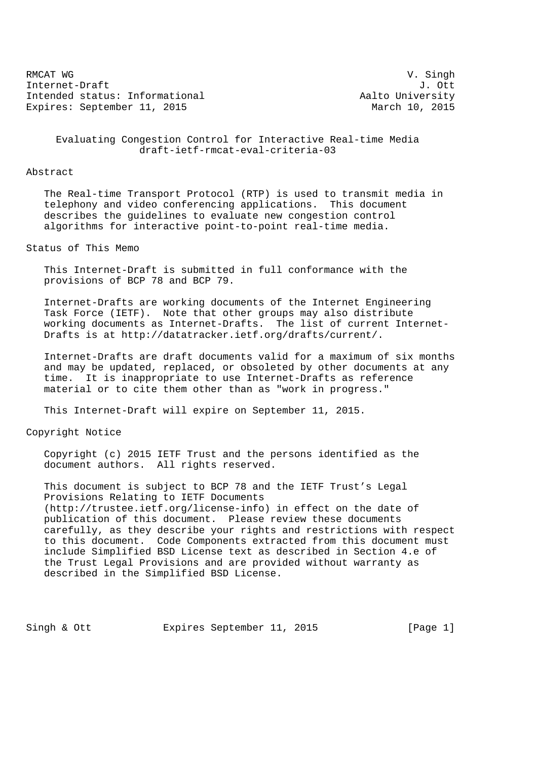RMCAT WG V. Singh
Internet-Draft J. Ott
Intended status: Informational Aalto University
Expires: September 11, 2015 March 10, 2015

# Evaluating Congestion Control for Interactive Real-time Media
draft-ietf-rmcat-eval-criteria-03

## Abstract

The Real-time Transport Protocol (RTP) is used to transmit media in telephony and video conferencing applications. This document describes the guidelines to evaluate new congestion control algorithms for interactive point-to-point real-time media.

## Status of This Memo

This Internet-Draft is submitted in full conformance with the provisions of BCP 78 and BCP 79.

Internet-Drafts are working documents of the Internet Engineering Task Force (IETF). Note that other groups may also distribute working documents as Internet-Drafts. The list of current Internet-Drafts is at http://datatracker.ietf.org/drafts/current/.

Internet-Drafts are draft documents valid for a maximum of six months and may be updated, replaced, or obsoleted by other documents at any time. It is inappropriate to use Internet-Drafts as reference material or to cite them other than as "work in progress."

This Internet-Draft will expire on September 11, 2015.

## Copyright Notice

Copyright (c) 2015 IETF Trust and the persons identified as the document authors. All rights reserved.

This document is subject to BCP 78 and the IETF Trust's Legal Provisions Relating to IETF Documents (http://trustee.ietf.org/license-info) in effect on the date of publication of this document. Please review these documents carefully, as they describe your rights and restrictions with respect to this document. Code Components extracted from this document must include Simplified BSD License text as described in Section 4.e of the Trust Legal Provisions and are provided without warranty as described in the Simplified BSD License.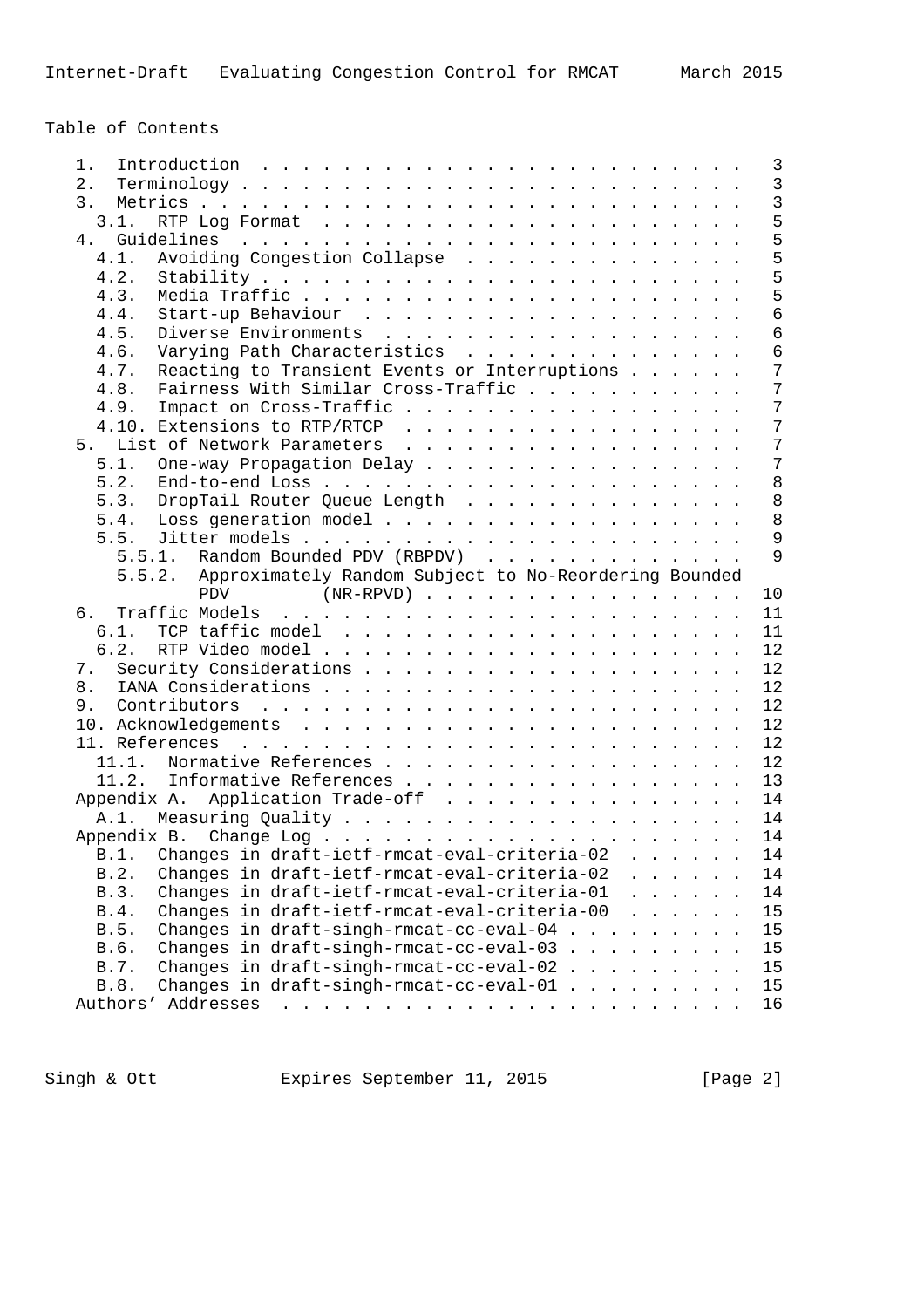# Table of Contents

```
   1.  Introduction  . . . . . . . . . . . . . . . . . . . . . . . .   3
   2.  Terminology . . . . . . . . . . . . . . . . . . . . . . . . .   3
   3.  Metrics . . . . . . . . . . . . . . . . . . . . . . . . . . .   3
     3.1.  RTP Log Format  . . . . . . . . . . . . . . . . . . . . .   5
   4.  Guidelines  . . . . . . . . . . . . . . . . . . . . . . . . .   5
     4.1.  Avoiding Congestion Collapse  . . . . . . . . . . . . . .   5
     4.2.  Stability . . . . . . . . . . . . . . . . . . . . . . . .   5
     4.3.  Media Traffic . . . . . . . . . . . . . . . . . . . . . .   5
     4.4.  Start-up Behaviour  . . . . . . . . . . . . . . . . . . .   6
     4.5.  Diverse Environments  . . . . . . . . . . . . . . . . . .   6
     4.6.  Varying Path Characteristics  . . . . . . . . . . . . . .   6
     4.7.  Reacting to Transient Events or Interruptions . . . . . .   7
     4.8.  Fairness With Similar Cross-Traffic . . . . . . . . . . .   7
     4.9.  Impact on Cross-Traffic . . . . . . . . . . . . . . . . .   7
     4.10. Extensions to RTP/RTCP  . . . . . . . . . . . . . . . . .   7
   5.  List of Network Parameters  . . . . . . . . . . . . . . . . .   7
     5.1.  One-way Propagation Delay . . . . . . . . . . . . . . . .   7
     5.2.  End-to-end Loss . . . . . . . . . . . . . . . . . . . . .   8
     5.3.  DropTail Router Queue Length  . . . . . . . . . . . . . .   8
     5.4.  Loss generation model . . . . . . . . . . . . . . . . . .   8
     5.5.  Jitter models . . . . . . . . . . . . . . . . . . . . . .   9
       5.5.1.  Random Bounded PDV (RBPDV)  . . . . . . . . . . . . .   9
       5.5.2.  Approximately Random Subject to No-Reordering Bounded
               PDV       (NR-RPVD) . . . . . . . . . . . . . . . . .  10
   6.  Traffic Models  . . . . . . . . . . . . . . . . . . . . . . .  11
     6.1.  TCP taffic model  . . . . . . . . . . . . . . . . . . . .  11
     6.2.  RTP Video model . . . . . . . . . . . . . . . . . . . . .  12
   7.  Security Considerations . . . . . . . . . . . . . . . . . . .  12
   8.  IANA Considerations . . . . . . . . . . . . . . . . . . . . .  12
   9.  Contributors  . . . . . . . . . . . . . . . . . . . . . . . .  12
   10. Acknowledgements  . . . . . . . . . . . . . . . . . . . . . .  12
   11. References  . . . . . . . . . . . . . . . . . . . . . . . . .  12
     11.1.  Normative References . . . . . . . . . . . . . . . . . .  12
     11.2.  Informative References . . . . . . . . . . . . . . . . .  13
   Appendix A.  Application Trade-off  . . . . . . . . . . . . . . .  14
     A.1.  Measuring Quality . . . . . . . . . . . . . . . . . . . .  14
   Appendix B.  Change Log . . . . . . . . . . . . . . . . . . . . .  14
     B.1.  Changes in draft-ietf-rmcat-eval-criteria-02  . . . . . .  14
     B.2.  Changes in draft-ietf-rmcat-eval-criteria-02  . . . . . .  14
     B.3.  Changes in draft-ietf-rmcat-eval-criteria-01  . . . . . .  14
     B.4.  Changes in draft-ietf-rmcat-eval-criteria-00  . . . . . .  15
     B.5.  Changes in draft-singh-rmcat-cc-eval-04 . . . . . . . . .  15
     B.6.  Changes in draft-singh-rmcat-cc-eval-03 . . . . . . . . .  15
     B.7.  Changes in draft-singh-rmcat-cc-eval-02 . . . . . . . . .  15
     B.8.  Changes in draft-singh-rmcat-cc-eval-01 . . . . . . . . .  15
   Authors' Addresses  . . . . . . . . . . . . . . . . . . . . . . .  16
```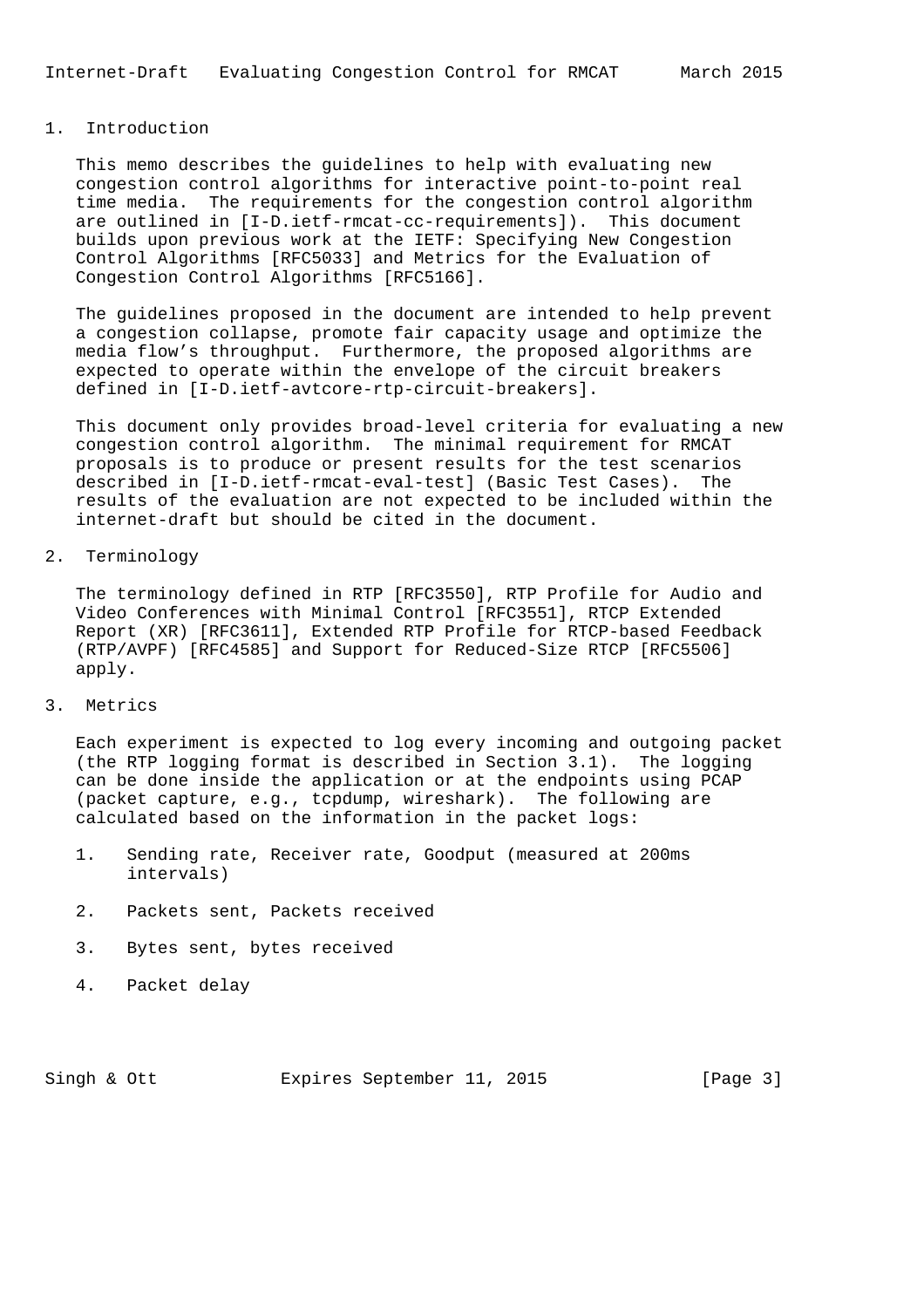# 1. Introduction

This memo describes the guidelines to help with evaluating new congestion control algorithms for interactive point-to-point real time media. The requirements for the congestion control algorithm are outlined in [I-D.ietf-rmcat-cc-requirements]). This document builds upon previous work at the IETF: Specifying New Congestion Control Algorithms [RFC5033] and Metrics for the Evaluation of Congestion Control Algorithms [RFC5166].

The guidelines proposed in the document are intended to help prevent a congestion collapse, promote fair capacity usage and optimize the media flow's throughput. Furthermore, the proposed algorithms are expected to operate within the envelope of the circuit breakers defined in [I-D.ietf-avtcore-rtp-circuit-breakers].

This document only provides broad-level criteria for evaluating a new congestion control algorithm. The minimal requirement for RMCAT proposals is to produce or present results for the test scenarios described in [I-D.ietf-rmcat-eval-test] (Basic Test Cases). The results of the evaluation are not expected to be included within the internet-draft but should be cited in the document.

# 2. Terminology

The terminology defined in RTP [RFC3550], RTP Profile for Audio and Video Conferences with Minimal Control [RFC3551], RTCP Extended Report (XR) [RFC3611], Extended RTP Profile for RTCP-based Feedback (RTP/AVPF) [RFC4585] and Support for Reduced-Size RTCP [RFC5506] apply.

# 3. Metrics

Each experiment is expected to log every incoming and outgoing packet (the RTP logging format is described in Section 3.1). The logging can be done inside the application or at the endpoints using PCAP (packet capture, e.g., tcpdump, wireshark). The following are calculated based on the information in the packet logs:

1. Sending rate, Receiver rate, Goodput (measured at 200ms intervals)
2. Packets sent, Packets received
3. Bytes sent, bytes received
4. Packet delay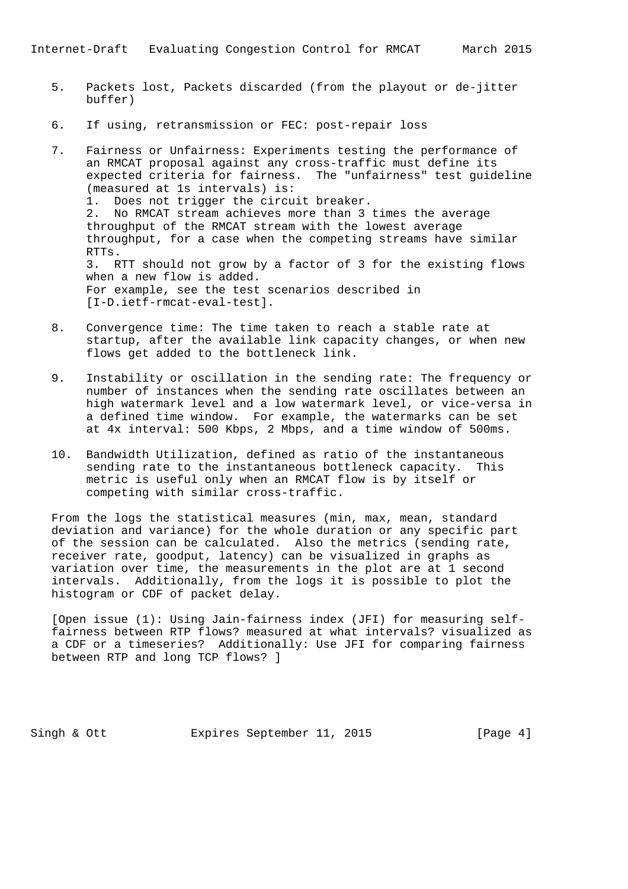5. Packets lost, Packets discarded (from the playout or de-jitter buffer)

6. If using, retransmission or FEC: post-repair loss

7. Fairness or Unfairness: Experiments testing the performance of an RMCAT proposal against any cross-traffic must define its expected criteria for fairness. The "unfairness" test guideline (measured at 1s intervals) is:
   1. Does not trigger the circuit breaker.
   2. No RMCAT stream achieves more than 3 times the average throughput of the RMCAT stream with the lowest average throughput, for a case when the competing streams have similar RTTs.
   3. RTT should not grow by a factor of 3 for the existing flows when a new flow is added.

   For example, see the test scenarios described in [I-D.ietf-rmcat-eval-test].

8. Convergence time: The time taken to reach a stable rate at startup, after the available link capacity changes, or when new flows get added to the bottleneck link.

9. Instability or oscillation in the sending rate: The frequency or number of instances when the sending rate oscillates between an high watermark level and a low watermark level, or vice-versa in a defined time window. For example, the watermarks can be set at 4x interval: 500 Kbps, 2 Mbps, and a time window of 500ms.

10. Bandwidth Utilization, defined as ratio of the instantaneous sending rate to the instantaneous bottleneck capacity. This metric is useful only when an RMCAT flow is by itself or competing with similar cross-traffic.

From the logs the statistical measures (min, max, mean, standard deviation and variance) for the whole duration or any specific part of the session can be calculated. Also the metrics (sending rate, receiver rate, goodput, latency) can be visualized in graphs as variation over time, the measurements in the plot are at 1 second intervals. Additionally, from the logs it is possible to plot the histogram or CDF of packet delay.

[Open issue (1): Using Jain-fairness index (JFI) for measuring self-fairness between RTP flows? measured at what intervals? visualized as a CDF or a timeseries? Additionally: Use JFI for comparing fairness between RTP and long TCP flows? ]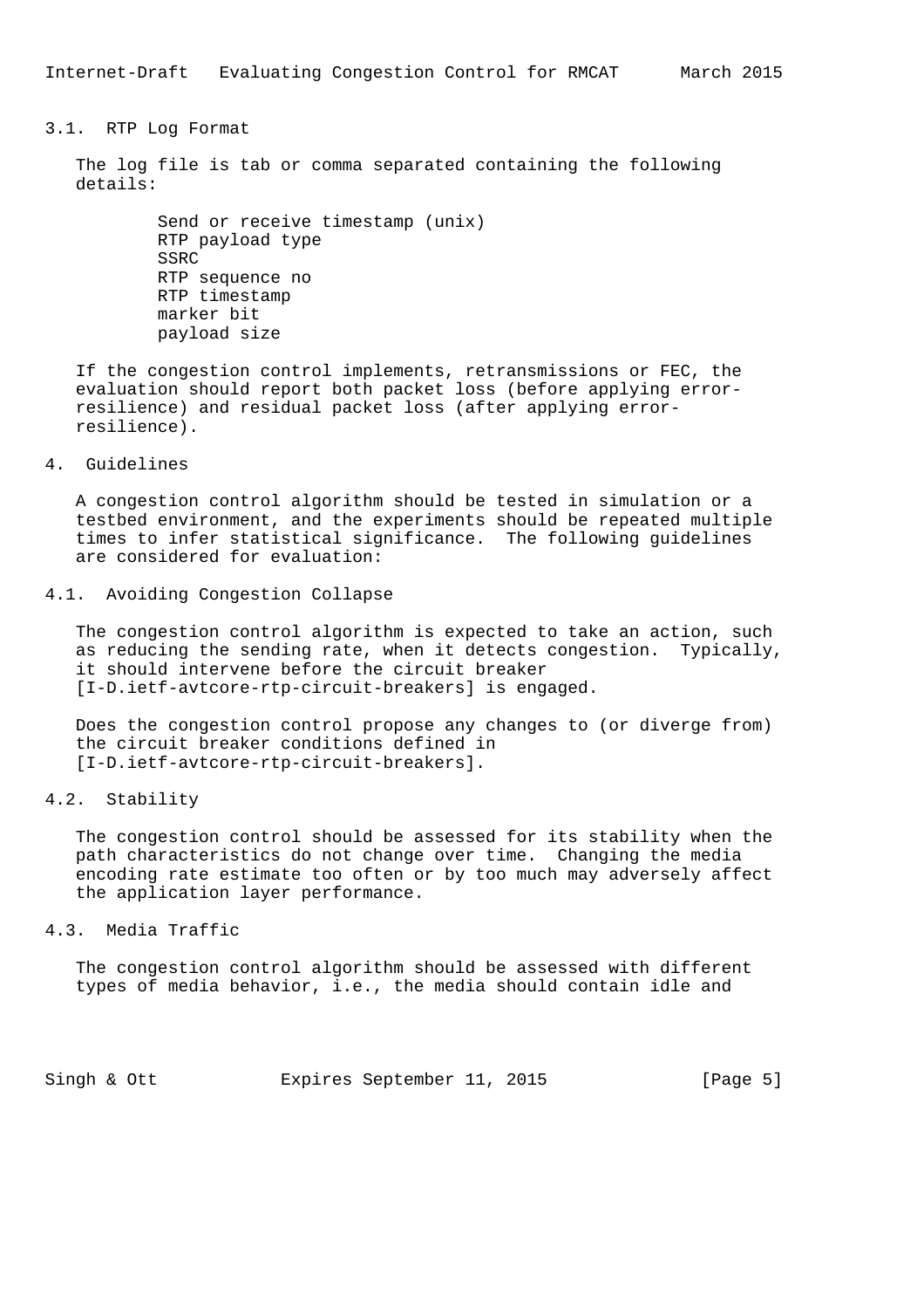### 3.1. RTP Log Format

The log file is tab or comma separated containing the following details:

- Send or receive timestamp (unix)
- RTP payload type
- SSRC
- RTP sequence no
- RTP timestamp
- marker bit
- payload size

If the congestion control implements, retransmissions or FEC, the evaluation should report both packet loss (before applying error-resilience) and residual packet loss (after applying error-resilience).

## 4. Guidelines

A congestion control algorithm should be tested in simulation or a testbed environment, and the experiments should be repeated multiple times to infer statistical significance. The following guidelines are considered for evaluation:

### 4.1. Avoiding Congestion Collapse

The congestion control algorithm is expected to take an action, such as reducing the sending rate, when it detects congestion. Typically, it should intervene before the circuit breaker [I-D.ietf-avtcore-rtp-circuit-breakers] is engaged.

Does the congestion control propose any changes to (or diverge from) the circuit breaker conditions defined in [I-D.ietf-avtcore-rtp-circuit-breakers].

### 4.2. Stability

The congestion control should be assessed for its stability when the path characteristics do not change over time. Changing the media encoding rate estimate too often or by too much may adversely affect the application layer performance.

### 4.3. Media Traffic

The congestion control algorithm should be assessed with different types of media behavior, i.e., the media should contain idle and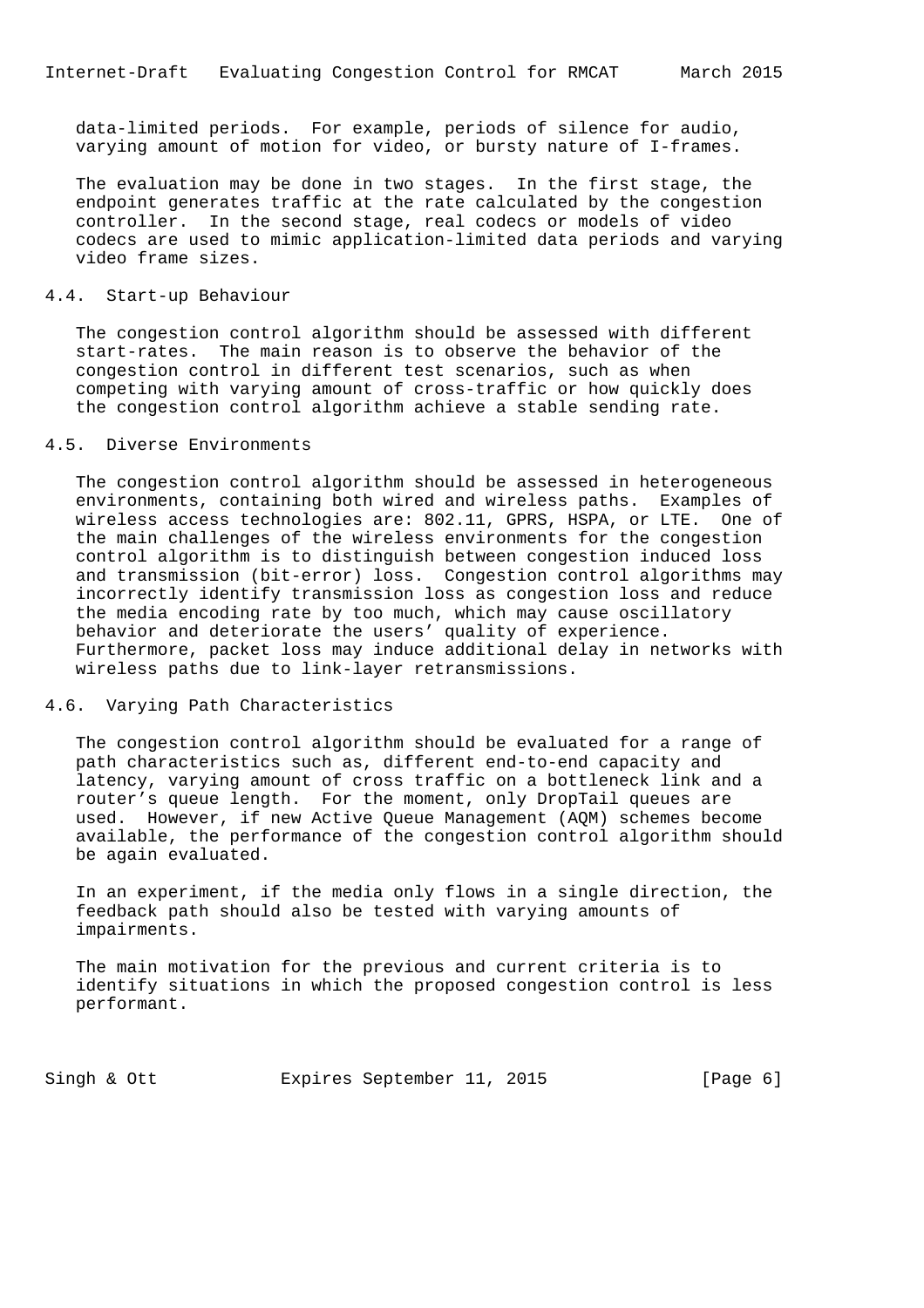data-limited periods. For example, periods of silence for audio, varying amount of motion for video, or bursty nature of I-frames.

The evaluation may be done in two stages. In the first stage, the endpoint generates traffic at the rate calculated by the congestion controller. In the second stage, real codecs or models of video codecs are used to mimic application-limited data periods and varying video frame sizes.

## 4.4. Start-up Behaviour

The congestion control algorithm should be assessed with different start-rates. The main reason is to observe the behavior of the congestion control in different test scenarios, such as when competing with varying amount of cross-traffic or how quickly does the congestion control algorithm achieve a stable sending rate.

## 4.5. Diverse Environments

The congestion control algorithm should be assessed in heterogeneous environments, containing both wired and wireless paths. Examples of wireless access technologies are: 802.11, GPRS, HSPA, or LTE. One of the main challenges of the wireless environments for the congestion control algorithm is to distinguish between congestion induced loss and transmission (bit-error) loss. Congestion control algorithms may incorrectly identify transmission loss as congestion loss and reduce the media encoding rate by too much, which may cause oscillatory behavior and deteriorate the users' quality of experience. Furthermore, packet loss may induce additional delay in networks with wireless paths due to link-layer retransmissions.

## 4.6. Varying Path Characteristics

The congestion control algorithm should be evaluated for a range of path characteristics such as, different end-to-end capacity and latency, varying amount of cross traffic on a bottleneck link and a router's queue length. For the moment, only DropTail queues are used. However, if new Active Queue Management (AQM) schemes become available, the performance of the congestion control algorithm should be again evaluated.

In an experiment, if the media only flows in a single direction, the feedback path should also be tested with varying amounts of impairments.

The main motivation for the previous and current criteria is to identify situations in which the proposed congestion control is less performant.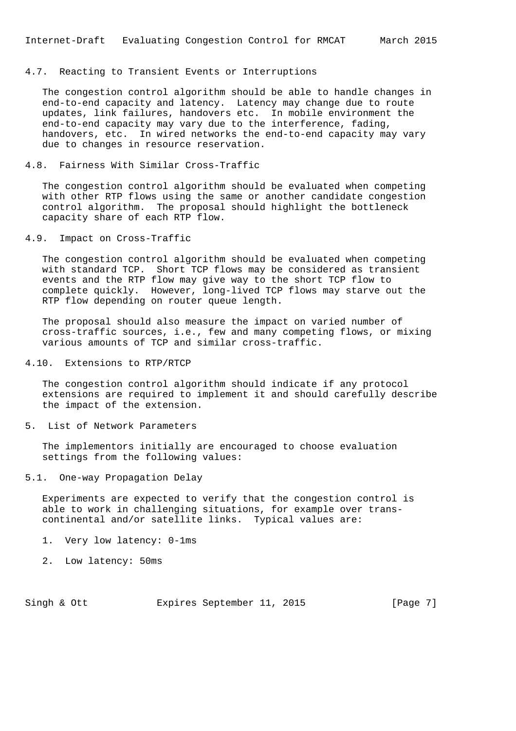## 4.7. Reacting to Transient Events or Interruptions

The congestion control algorithm should be able to handle changes in end-to-end capacity and latency. Latency may change due to route updates, link failures, handovers etc. In mobile environment the end-to-end capacity may vary due to the interference, fading, handovers, etc. In wired networks the end-to-end capacity may vary due to changes in resource reservation.

## 4.8. Fairness With Similar Cross-Traffic

The congestion control algorithm should be evaluated when competing with other RTP flows using the same or another candidate congestion control algorithm. The proposal should highlight the bottleneck capacity share of each RTP flow.

## 4.9. Impact on Cross-Traffic

The congestion control algorithm should be evaluated when competing with standard TCP. Short TCP flows may be considered as transient events and the RTP flow may give way to the short TCP flow to complete quickly. However, long-lived TCP flows may starve out the RTP flow depending on router queue length.

The proposal should also measure the impact on varied number of cross-traffic sources, i.e., few and many competing flows, or mixing various amounts of TCP and similar cross-traffic.

## 4.10. Extensions to RTP/RTCP

The congestion control algorithm should indicate if any protocol extensions are required to implement it and should carefully describe the impact of the extension.

# 5. List of Network Parameters

The implementors initially are encouraged to choose evaluation settings from the following values:

## 5.1. One-way Propagation Delay

Experiments are expected to verify that the congestion control is able to work in challenging situations, for example over trans-continental and/or satellite links. Typical values are:

1. Very low latency: 0-1ms

2. Low latency: 50ms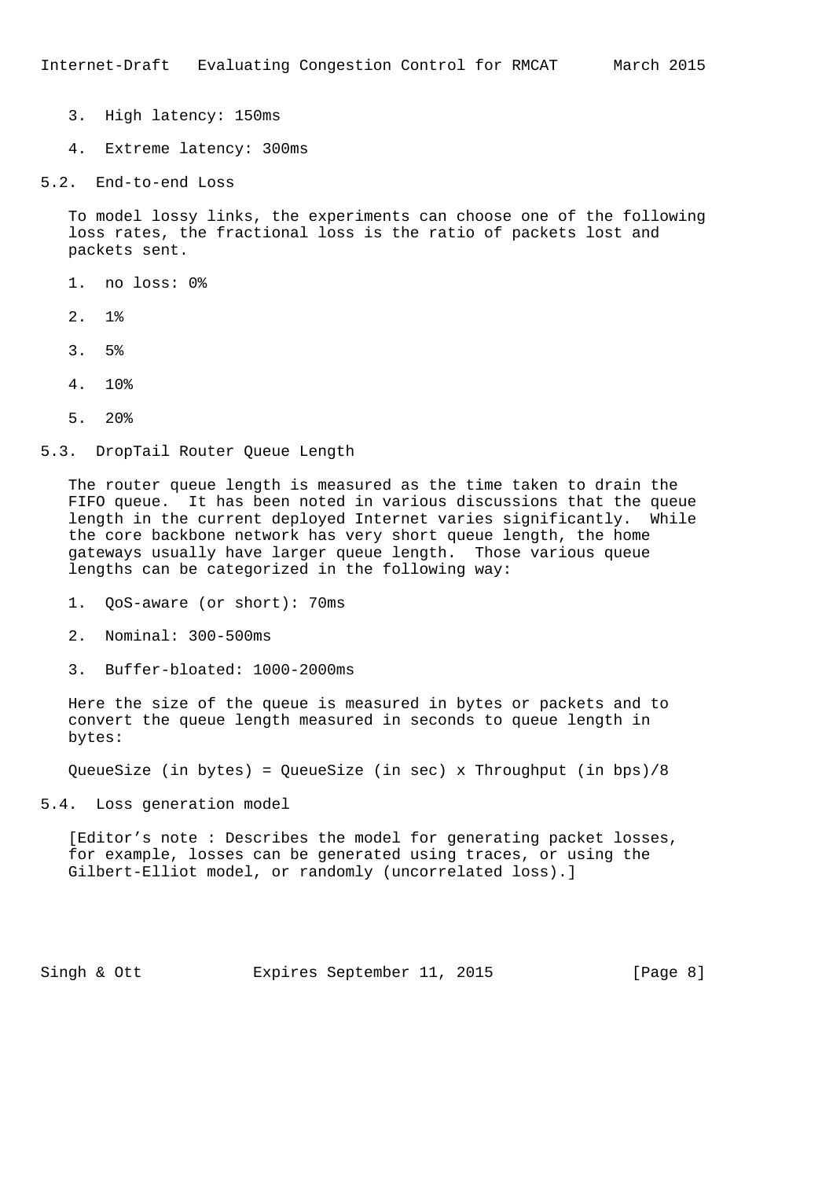3. High latency: 150ms

4. Extreme latency: 300ms

## 5.2. End-to-end Loss

To model lossy links, the experiments can choose one of the following loss rates, the fractional loss is the ratio of packets lost and packets sent.

1. no loss: 0%

2. 1%

3. 5%

4. 10%

5. 20%

## 5.3. DropTail Router Queue Length

The router queue length is measured as the time taken to drain the FIFO queue. It has been noted in various discussions that the queue length in the current deployed Internet varies significantly. While the core backbone network has very short queue length, the home gateways usually have larger queue length. Those various queue lengths can be categorized in the following way:

1. QoS-aware (or short): 70ms

2. Nominal: 300-500ms

3. Buffer-bloated: 1000-2000ms

Here the size of the queue is measured in bytes or packets and to convert the queue length measured in seconds to queue length in bytes:

QueueSize (in bytes) = QueueSize (in sec) x Throughput (in bps)/8

## 5.4. Loss generation model

[Editor's note : Describes the model for generating packet losses, for example, losses can be generated using traces, or using the Gilbert-Elliot model, or randomly (uncorrelated loss).]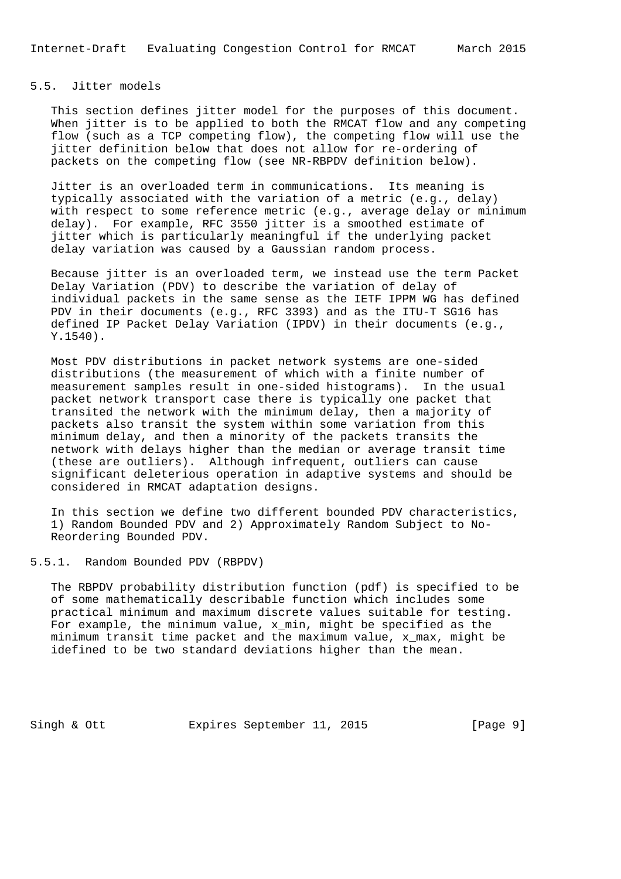## 5.5. Jitter models

This section defines jitter model for the purposes of this document. When jitter is to be applied to both the RMCAT flow and any competing flow (such as a TCP competing flow), the competing flow will use the jitter definition below that does not allow for re-ordering of packets on the competing flow (see NR-RBPDV definition below).

Jitter is an overloaded term in communications. Its meaning is typically associated with the variation of a metric (e.g., delay) with respect to some reference metric (e.g., average delay or minimum delay). For example, RFC 3550 jitter is a smoothed estimate of jitter which is particularly meaningful if the underlying packet delay variation was caused by a Gaussian random process.

Because jitter is an overloaded term, we instead use the term Packet Delay Variation (PDV) to describe the variation of delay of individual packets in the same sense as the IETF IPPM WG has defined PDV in their documents (e.g., RFC 3393) and as the ITU-T SG16 has defined IP Packet Delay Variation (IPDV) in their documents (e.g., Y.1540).

Most PDV distributions in packet network systems are one-sided distributions (the measurement of which with a finite number of measurement samples result in one-sided histograms). In the usual packet network transport case there is typically one packet that transited the network with the minimum delay, then a majority of packets also transit the system within some variation from this minimum delay, and then a minority of the packets transits the network with delays higher than the median or average transit time (these are outliers). Although infrequent, outliers can cause significant deleterious operation in adaptive systems and should be considered in RMCAT adaptation designs.

In this section we define two different bounded PDV characteristics, 1) Random Bounded PDV and 2) Approximately Random Subject to No-Reordering Bounded PDV.

### 5.5.1. Random Bounded PDV (RBPDV)

The RBPDV probability distribution function (pdf) is specified to be of some mathematically describable function which includes some practical minimum and maximum discrete values suitable for testing. For example, the minimum value, $x_{min}$, might be specified as the minimum transit time packet and the maximum value, $x_{max}$, might be idefined to be two standard deviations higher than the mean.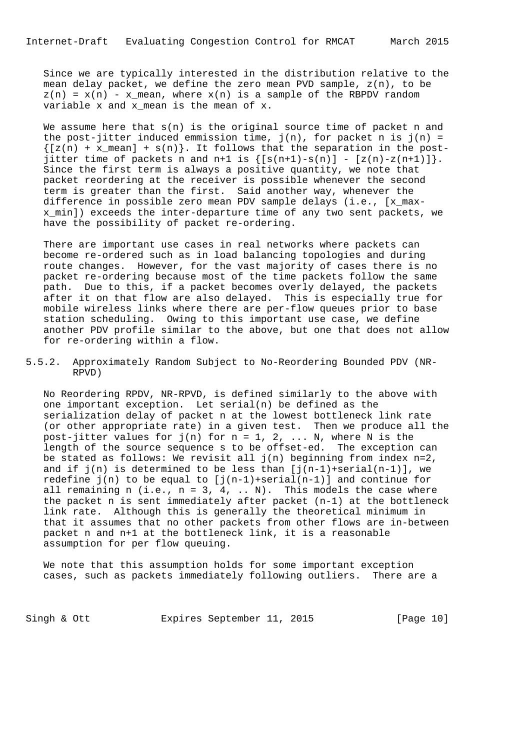Since we are typically interested in the distribution relative to the mean delay packet, we define the zero mean PVD sample, $z(n)$, to be $z(n) = x(n) - x_{mean}$, where $x(n)$ is a sample of the RBPDV random variable x and $x_{mean}$ is the mean of x.

We assume here that $s(n)$ is the original source time of packet n and the post-jitter induced emmission time, $j(n)$, for packet n is $j(n) = \{[z(n) + x_{mean}] + s(n)\}$. It follows that the separation in the post-jitter time of packets n and n+1 is $\{[s(n+1)-s(n)] - [z(n)-z(n+1)]\}$. Since the first term is always a positive quantity, we note that packet reordering at the receiver is possible whenever the second term is greater than the first. Said another way, whenever the difference in possible zero mean PDV sample delays (i.e., $[x_{max}-x_{min}]$) exceeds the inter-departure time of any two sent packets, we have the possibility of packet re-ordering.

There are important use cases in real networks where packets can become re-ordered such as in load balancing topologies and during route changes. However, for the vast majority of cases there is no packet re-ordering because most of the time packets follow the same path. Due to this, if a packet becomes overly delayed, the packets after it on that flow are also delayed. This is especially true for mobile wireless links where there are per-flow queues prior to base station scheduling. Owing to this important use case, we define another PDV profile similar to the above, but one that does not allow for re-ordering within a flow.

### 5.5.2. Approximately Random Subject to No-Reordering Bounded PDV (NR-RPVD)

No Reordering RPDV, NR-RPVD, is defined similarly to the above with one important exception. Let $serial(n)$ be defined as the serialization delay of packet n at the lowest bottleneck link rate (or other appropriate rate) in a given test. Then we produce all the post-jitter values for $j(n)$ for $n = 1, 2, \ldots N$, where N is the length of the source sequence s to be offset-ed. The exception can be stated as follows: We revisit all $j(n)$ beginning from index $n=2$, and if $j(n)$ is determined to be less than $[j(n-1)+serial(n-1)]$, we redefine $j(n)$ to be equal to $[j(n-1)+serial(n-1)]$ and continue for all remaining n (i.e., $n = 3, 4, \ldots N$). This models the case where the packet n is sent immediately after packet (n-1) at the bottleneck link rate. Although this is generally the theoretical minimum in that it assumes that no other packets from other flows are in-between packet n and n+1 at the bottleneck link, it is a reasonable assumption for per flow queuing.

We note that this assumption holds for some important exception cases, such as packets immediately following outliers. There are a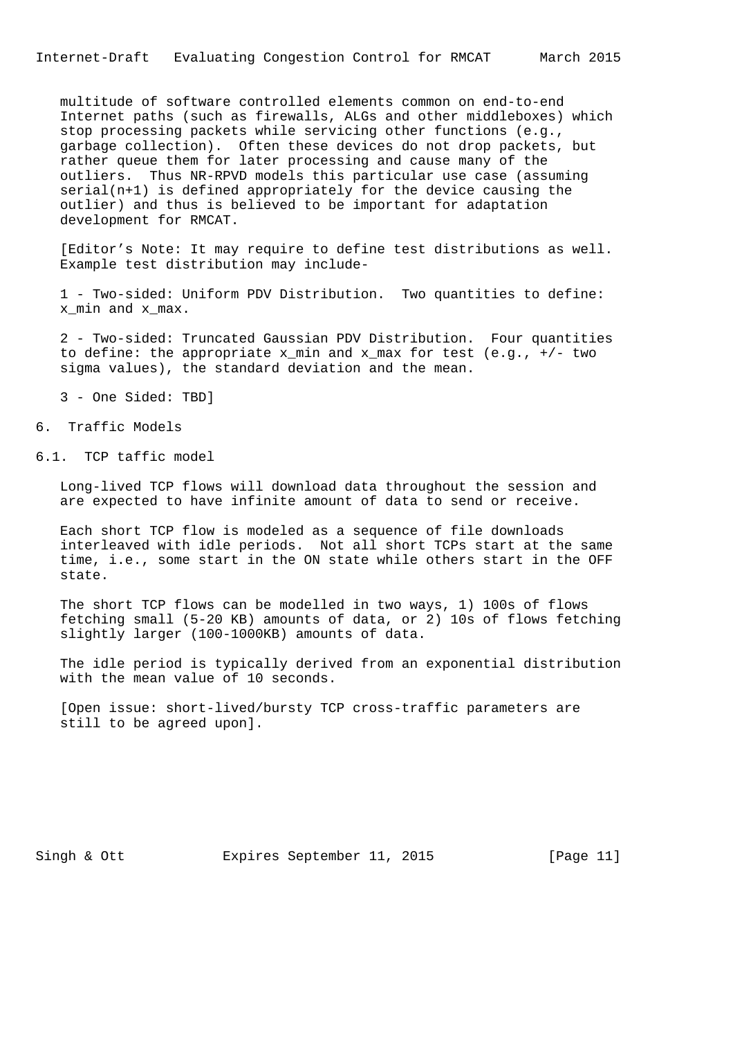multitude of software controlled elements common on end-to-end Internet paths (such as firewalls, ALGs and other middleboxes) which stop processing packets while servicing other functions (e.g., garbage collection). Often these devices do not drop packets, but rather queue them for later processing and cause many of the outliers. Thus NR-RPVD models this particular use case (assuming serial(n+1) is defined appropriately for the device causing the outlier) and thus is believed to be important for adaptation development for RMCAT.

[Editor’s Note: It may require to define test distributions as well. Example test distribution may include-

1 - Two-sided: Uniform PDV Distribution. Two quantities to define: $x_{min}$ and $x_{max}$.

2 - Two-sided: Truncated Gaussian PDV Distribution. Four quantities to define: the appropriate $x_{min}$ and $x_{max}$ for test (e.g., +/- two sigma values), the standard deviation and the mean.

3 - One Sided: TBD]

## 6. Traffic Models

### 6.1. TCP taffic model

Long-lived TCP flows will download data throughout the session and are expected to have infinite amount of data to send or receive.

Each short TCP flow is modeled as a sequence of file downloads interleaved with idle periods. Not all short TCPs start at the same time, i.e., some start in the ON state while others start in the OFF state.

The short TCP flows can be modelled in two ways, 1) 100s of flows fetching small (5-20 KB) amounts of data, or 2) 10s of flows fetching slightly larger (100-1000KB) amounts of data.

The idle period is typically derived from an exponential distribution with the mean value of 10 seconds.

[Open issue: short-lived/bursty TCP cross-traffic parameters are still to be agreed upon].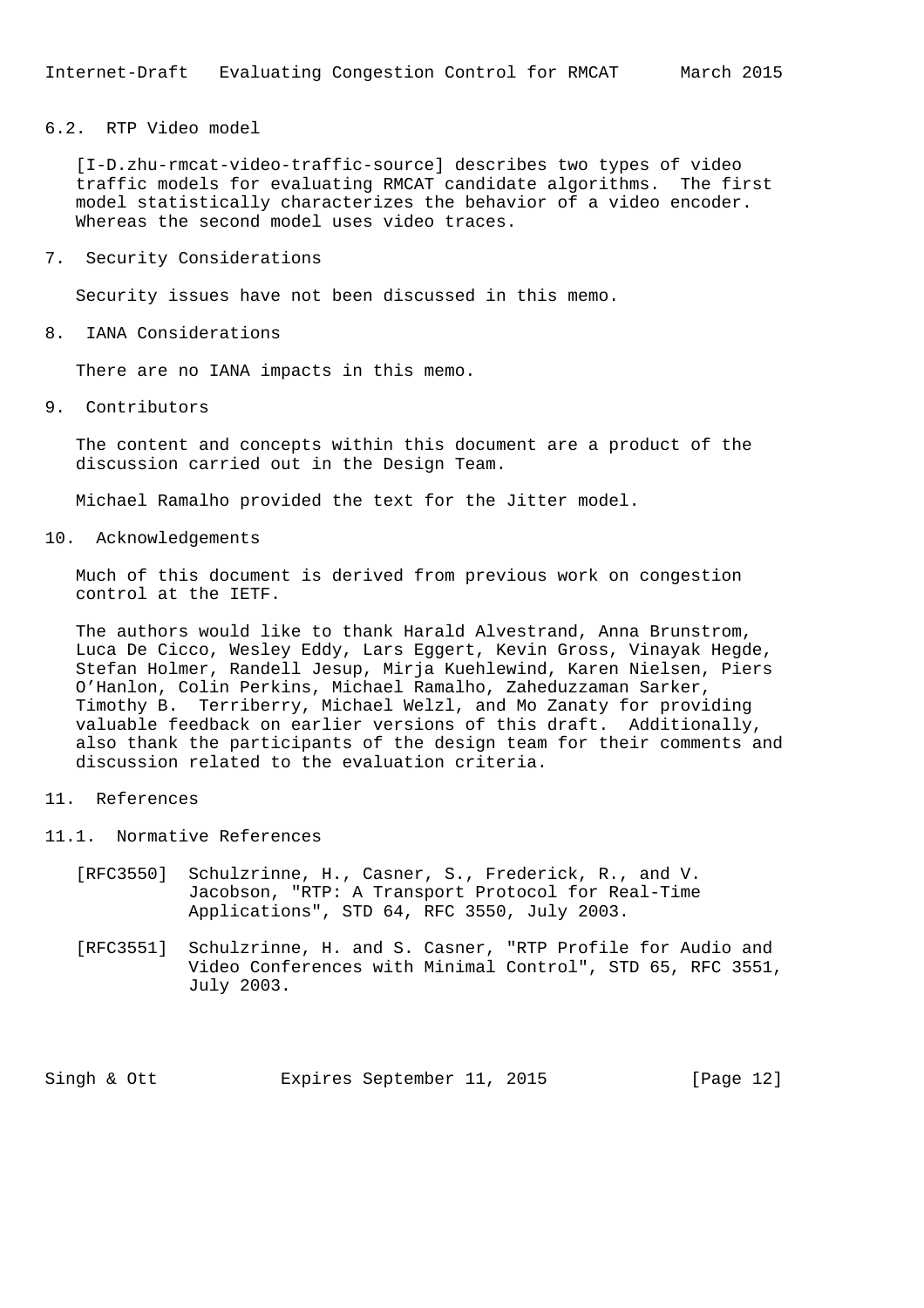### 6.2. RTP Video model

[I-D.zhu-rmcat-video-traffic-source] describes two types of video traffic models for evaluating RMCAT candidate algorithms. The first model statistically characterizes the behavior of a video encoder. Whereas the second model uses video traces.

## 7. Security Considerations

Security issues have not been discussed in this memo.

## 8. IANA Considerations

There are no IANA impacts in this memo.

## 9. Contributors

The content and concepts within this document are a product of the discussion carried out in the Design Team.

Michael Ramalho provided the text for the Jitter model.

## 10. Acknowledgements

Much of this document is derived from previous work on congestion control at the IETF.

The authors would like to thank Harald Alvestrand, Anna Brunstrom, Luca De Cicco, Wesley Eddy, Lars Eggert, Kevin Gross, Vinayak Hegde, Stefan Holmer, Randell Jesup, Mirja Kuehlewind, Karen Nielsen, Piers O'Hanlon, Colin Perkins, Michael Ramalho, Zaheduzzaman Sarker, Timothy B. Terriberry, Michael Welzl, and Mo Zanaty for providing valuable feedback on earlier versions of this draft. Additionally, also thank the participants of the design team for their comments and discussion related to the evaluation criteria.

## 11. References

### 11.1. Normative References

[RFC3550] Schulzrinne, H., Casner, S., Frederick, R., and V. Jacobson, "RTP: A Transport Protocol for Real-Time Applications", STD 64, RFC 3550, July 2003.

[RFC3551] Schulzrinne, H. and S. Casner, "RTP Profile for Audio and Video Conferences with Minimal Control", STD 65, RFC 3551, July 2003.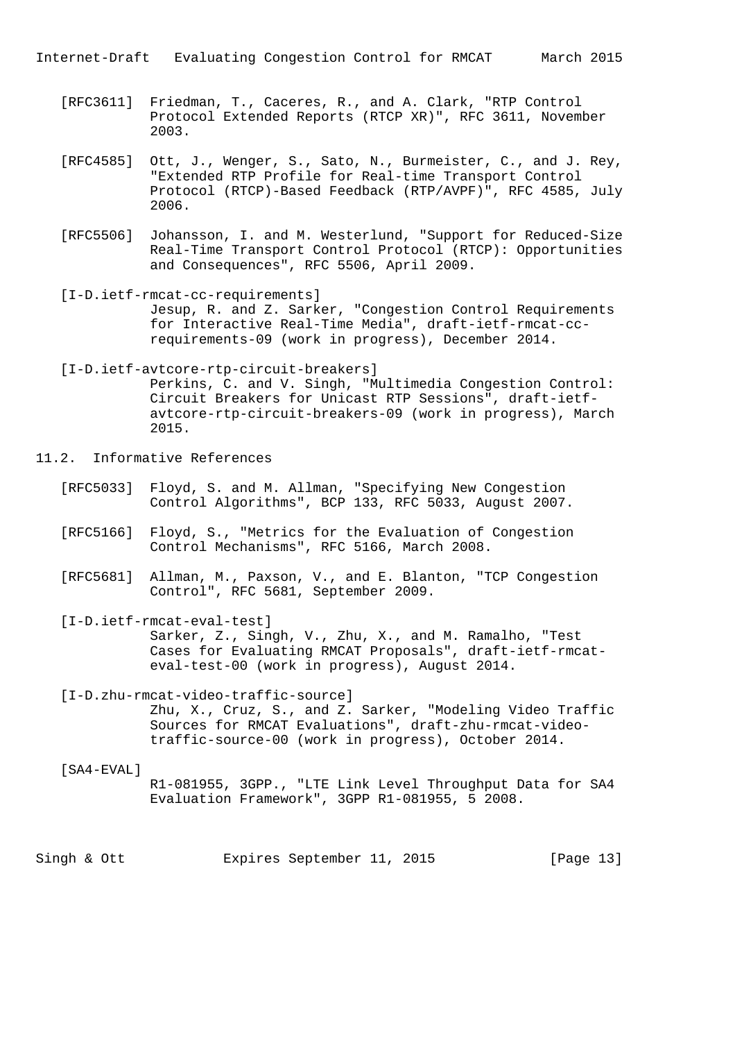[RFC3611] Friedman, T., Caceres, R., and A. Clark, "RTP Control Protocol Extended Reports (RTCP XR)", RFC 3611, November 2003.

[RFC4585] Ott, J., Wenger, S., Sato, N., Burmeister, C., and J. Rey, "Extended RTP Profile for Real-time Transport Control Protocol (RTCP)-Based Feedback (RTP/AVPF)", RFC 4585, July 2006.

[RFC5506] Johansson, I. and M. Westerlund, "Support for Reduced-Size Real-Time Transport Control Protocol (RTCP): Opportunities and Consequences", RFC 5506, April 2009.

[I-D.ietf-rmcat-cc-requirements] Jesup, R. and Z. Sarker, "Congestion Control Requirements for Interactive Real-Time Media", draft-ietf-rmcat-cc-requirements-09 (work in progress), December 2014.

[I-D.ietf-avtcore-rtp-circuit-breakers] Perkins, C. and V. Singh, "Multimedia Congestion Control: Circuit Breakers for Unicast RTP Sessions", draft-ietf-avtcore-rtp-circuit-breakers-09 (work in progress), March 2015.

## 11.2. Informative References

[RFC5033] Floyd, S. and M. Allman, "Specifying New Congestion Control Algorithms", BCP 133, RFC 5033, August 2007.

[RFC5166] Floyd, S., "Metrics for the Evaluation of Congestion Control Mechanisms", RFC 5166, March 2008.

[RFC5681] Allman, M., Paxson, V., and E. Blanton, "TCP Congestion Control", RFC 5681, September 2009.

[I-D.ietf-rmcat-eval-test] Sarker, Z., Singh, V., Zhu, X., and M. Ramalho, "Test Cases for Evaluating RMCAT Proposals", draft-ietf-rmcat-eval-test-00 (work in progress), August 2014.

[I-D.zhu-rmcat-video-traffic-source] Zhu, X., Cruz, S., and Z. Sarker, "Modeling Video Traffic Sources for RMCAT Evaluations", draft-zhu-rmcat-video-traffic-source-00 (work in progress), October 2014.

[SA4-EVAL] R1-081955, 3GPP., "LTE Link Level Throughput Data for SA4 Evaluation Framework", 3GPP R1-081955, 5 2008.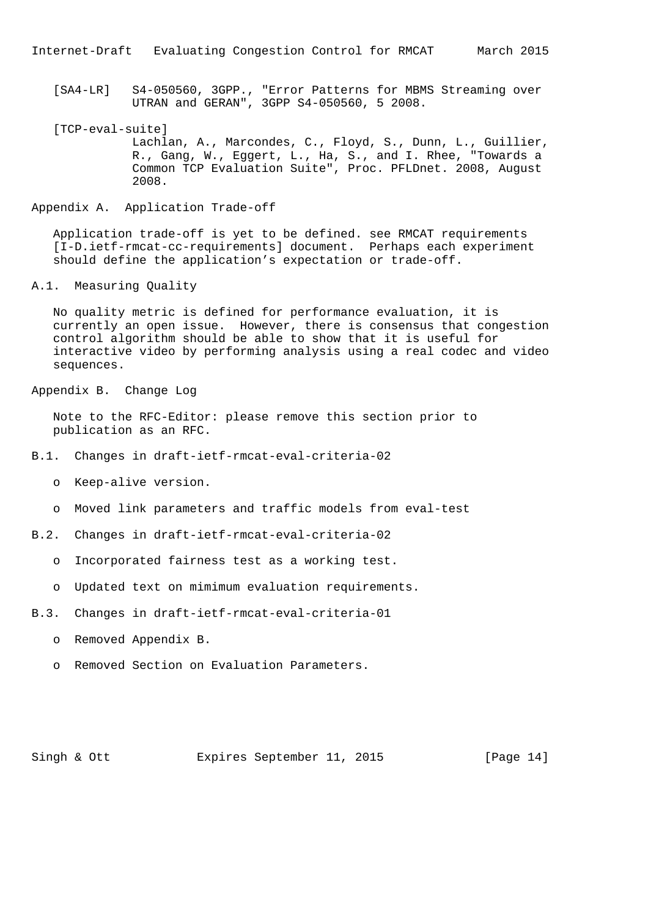[SA4-LR] S4-050560, 3GPP., "Error Patterns for MBMS Streaming over UTRAN and GERAN", 3GPP S4-050560, 5 2008.

[TCP-eval-suite] Lachlan, A., Marcondes, C., Floyd, S., Dunn, L., Guillier, R., Gang, W., Eggert, L., Ha, S., and I. Rhee, "Towards a Common TCP Evaluation Suite", Proc. PFLDnet. 2008, August 2008.

# Appendix A. Application Trade-off

Application trade-off is yet to be defined. see RMCAT requirements [I-D.ietf-rmcat-cc-requirements] document. Perhaps each experiment should define the application's expectation or trade-off.

## A.1. Measuring Quality

No quality metric is defined for performance evaluation, it is currently an open issue. However, there is consensus that congestion control algorithm should be able to show that it is useful for interactive video by performing analysis using a real codec and video sequences.

# Appendix B. Change Log

Note to the RFC-Editor: please remove this section prior to publication as an RFC.

## B.1. Changes in draft-ietf-rmcat-eval-criteria-02

- Keep-alive version.
- Moved link parameters and traffic models from eval-test

## B.2. Changes in draft-ietf-rmcat-eval-criteria-02

- Incorporated fairness test as a working test.
- Updated text on mimimum evaluation requirements.

## B.3. Changes in draft-ietf-rmcat-eval-criteria-01

- Removed Appendix B.
- Removed Section on Evaluation Parameters.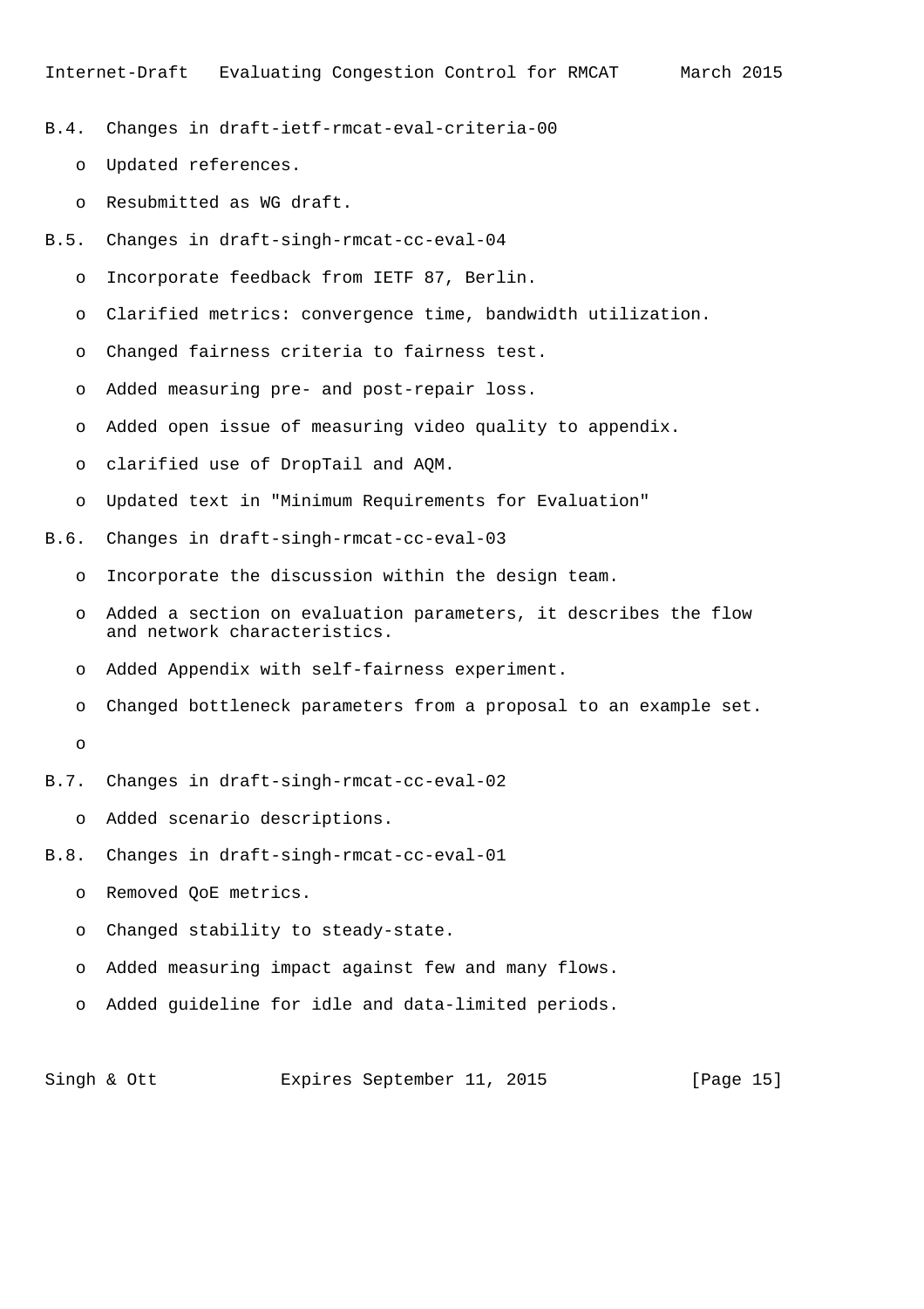## B.4. Changes in draft-ietf-rmcat-eval-criteria-00

- Updated references.
- Resubmitted as WG draft.

## B.5. Changes in draft-singh-rmcat-cc-eval-04

- Incorporate feedback from IETF 87, Berlin.
- Clarified metrics: convergence time, bandwidth utilization.
- Changed fairness criteria to fairness test.
- Added measuring pre- and post-repair loss.
- Added open issue of measuring video quality to appendix.
- clarified use of DropTail and AQM.
- Updated text in "Minimum Requirements for Evaluation"

## B.6. Changes in draft-singh-rmcat-cc-eval-03

- Incorporate the discussion within the design team.
- Added a section on evaluation parameters, it describes the flow and network characteristics.
- Added Appendix with self-fairness experiment.
- Changed bottleneck parameters from a proposal to an example set.
-

## B.7. Changes in draft-singh-rmcat-cc-eval-02

- Added scenario descriptions.

## B.8. Changes in draft-singh-rmcat-cc-eval-01

- Removed QoE metrics.
- Changed stability to steady-state.
- Added measuring impact against few and many flows.
- Added guideline for idle and data-limited periods.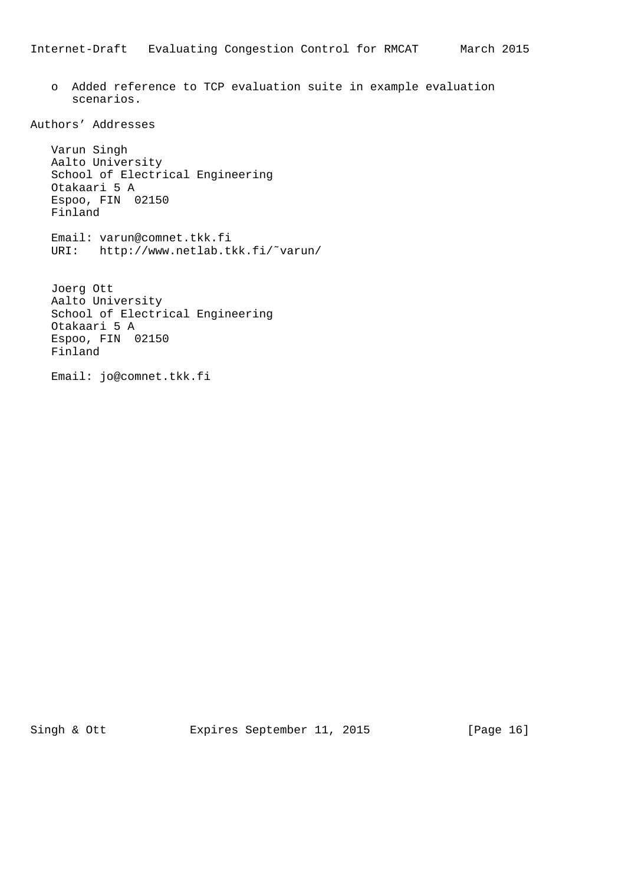- Added reference to TCP evaluation suite in example evaluation scenarios.

## Authors' Addresses

Varun Singh
Aalto University
School of Electrical Engineering
Otakaari 5 A
Espoo, FIN 02150
Finland

Email: varun@comnet.tkk.fi
URI: http://www.netlab.tkk.fi/~varun/

Joerg Ott
Aalto University
School of Electrical Engineering
Otakaari 5 A
Espoo, FIN 02150
Finland

Email: jo@comnet.tkk.fi